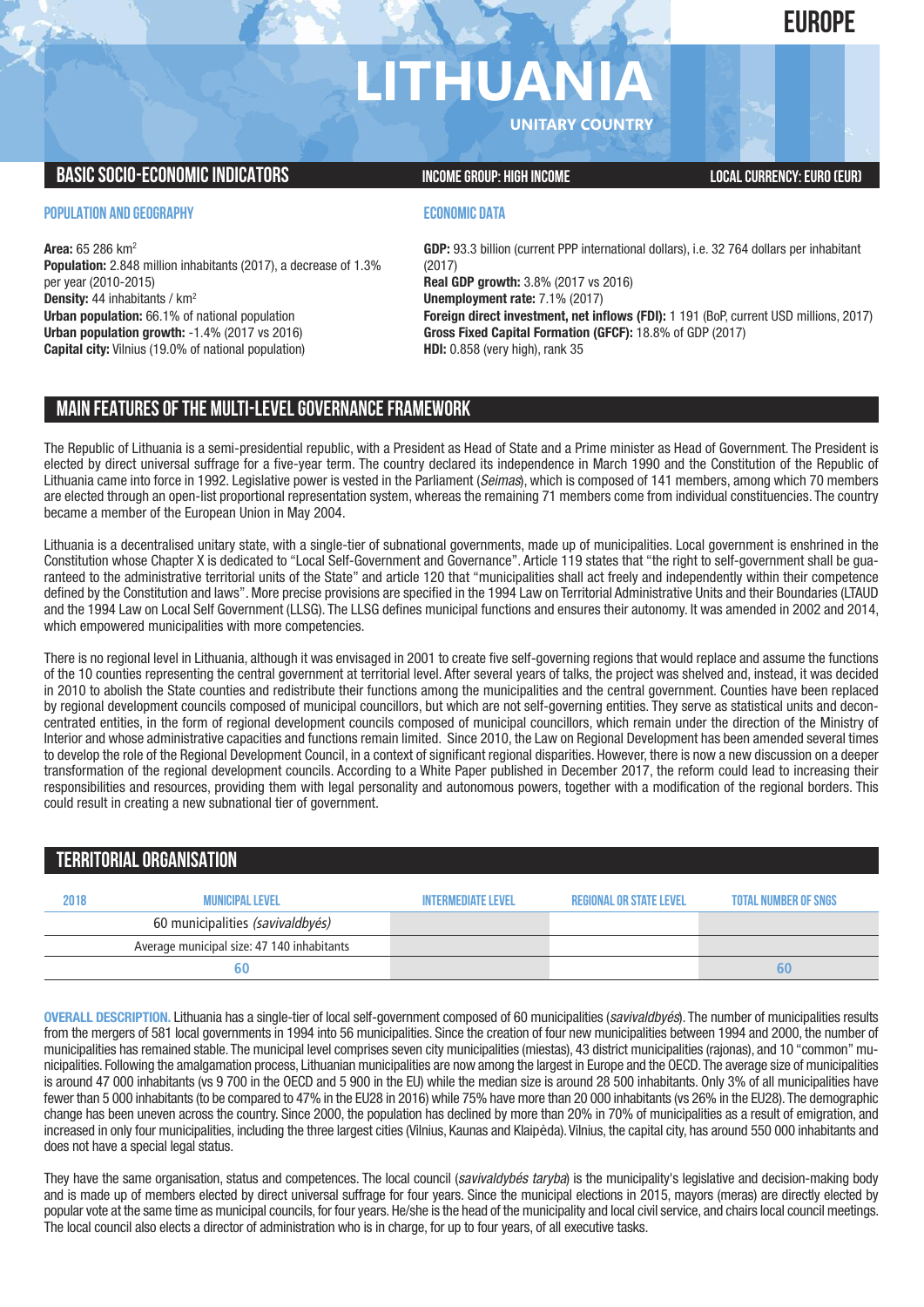EUROPE

# LITHUANIA

UNITARY COUNTRY

## BASIC SOCIO-ECONOMIC INDICATORS

**INCOME GROUP: HIGH INCOME**

**LOCAL CURRENCY: EURO (EUR)**

### POPULATION AND GEOGRAPHY

**Area:** 65 286 km²
**Population:** 2.848 million inhabitants (2017), a decrease of 1.3% per year (2010-2015)
**Density:** 44 inhabitants / km²
**Urban population:** 66.1% of national population
**Urban population growth:** -1.4% (2017 vs 2016)
**Capital city:** Vilnius (19.0% of national population)

### ECONOMIC DATA

**GDP:** 93.3 billion (current PPP international dollars), i.e. 32 764 dollars per inhabitant (2017)
**Real GDP growth:** 3.8% (2017 vs 2016)
**Unemployment rate:** 7.1% (2017)
**Foreign direct investment, net inflows (FDI):** 1 191 (BoP, current USD millions, 2017)
**Gross Fixed Capital Formation (GFCF):** 18.8% of GDP (2017)
**HDI:** 0.858 (very high), rank 35

## MAIN FEATURES OF THE MULTI-LEVEL GOVERNANCE FRAMEWORK

The Republic of Lithuania is a semi-presidential republic, with a President as Head of State and a Prime minister as Head of Government. The President is elected by direct universal suffrage for a five-year term. The country declared its independence in March 1990 and the Constitution of the Republic of Lithuania came into force in 1992. Legislative power is vested in the Parliament (*Seimas*), which is composed of 141 members, among which 70 members are elected through an open-list proportional representation system, whereas the remaining 71 members come from individual constituencies. The country became a member of the European Union in May 2004.

Lithuania is a decentralised unitary state, with a single-tier of subnational governments, made up of municipalities. Local government is enshrined in the Constitution whose Chapter X is dedicated to "Local Self-Government and Governance". Article 119 states that "the right to self-government shall be guaranteed to the administrative territorial units of the State" and article 120 that "municipalities shall act freely and independently within their competence defined by the Constitution and laws". More precise provisions are specified in the 1994 Law on Territorial Administrative Units and their Boundaries (LTAUD and the 1994 Law on Local Self Government (LLSG). The LLSG defines municipal functions and ensures their autonomy. It was amended in 2002 and 2014, which empowered municipalities with more competencies.

There is no regional level in Lithuania, although it was envisaged in 2001 to create five self-governing regions that would replace and assume the functions of the 10 counties representing the central government at territorial level. After several years of talks, the project was shelved and, instead, it was decided in 2010 to abolish the State counties and redistribute their functions among the municipalities and the central government. Counties have been replaced by regional development councils composed of municipal councillors, but which are not self-governing entities. They serve as statistical units and deconcentrated entities, in the form of regional development councils composed of municipal councillors, which remain under the direction of the Ministry of Interior and whose administrative capacities and functions remain limited. Since 2010, the Law on Regional Development has been amended several times to develop the role of the Regional Development Council, in a context of significant regional disparities. However, there is now a new discussion on a deeper transformation of the regional development councils. According to a White Paper published in December 2017, the reform could lead to increasing their responsibilities and resources, providing them with legal personality and autonomous powers, together with a modification of the regional borders. This could result in creating a new subnational tier of government.

## TERRITORIAL ORGANISATION

| 2018 | MUNICIPAL LEVEL | INTERMEDIATE LEVEL | REGIONAL OR STATE LEVEL | TOTAL NUMBER OF SNGS |
|---|---|---|---|---|
| | 60 municipalities (*savivaldbyés*) | | | |
| | Average municipal size: 47 140 inhabitants | | | |
| | 60 | | | 60 |

**OVERALL DESCRIPTION.** Lithuania has a single-tier of local self-government composed of 60 municipalities (*savivaldbyés*). The number of municipalities results from the mergers of 581 local governments in 1994 into 56 municipalities. Since the creation of four new municipalities between 1994 and 2000, the number of municipalities has remained stable. The municipal level comprises seven city municipalities (miestas), 43 district municipalities (rajonas), and 10 "common" municipalities. Following the amalgamation process, Lithuanian municipalities are now among the largest in Europe and the OECD. The average size of municipalities is around 47 000 inhabitants (vs 9 700 in the OECD and 5 900 in the EU) while the median size is around 28 500 inhabitants. Only 3% of all municipalities have fewer than 5 000 inhabitants (to be compared to 47% in the EU28 in 2016) while 75% have more than 20 000 inhabitants (vs 26% in the EU28). The demographic change has been uneven across the country. Since 2000, the population has declined by more than 20% in 70% of municipalities as a result of emigration, and increased in only four municipalities, including the three largest cities (Vilnius, Kaunas and Klaipėda). Vilnius, the capital city, has around 550 000 inhabitants and does not have a special legal status.

They have the same organisation, status and competences. The local council (*savivaldybés taryba*) is the municipality's legislative and decision-making body and is made up of members elected by direct universal suffrage for four years. Since the municipal elections in 2015, mayors (meras) are directly elected by popular vote at the same time as municipal councils, for four years. He/she is the head of the municipality and local civil service, and chairs local council meetings. The local council also elects a director of administration who is in charge, for up to four years, of all executive tasks.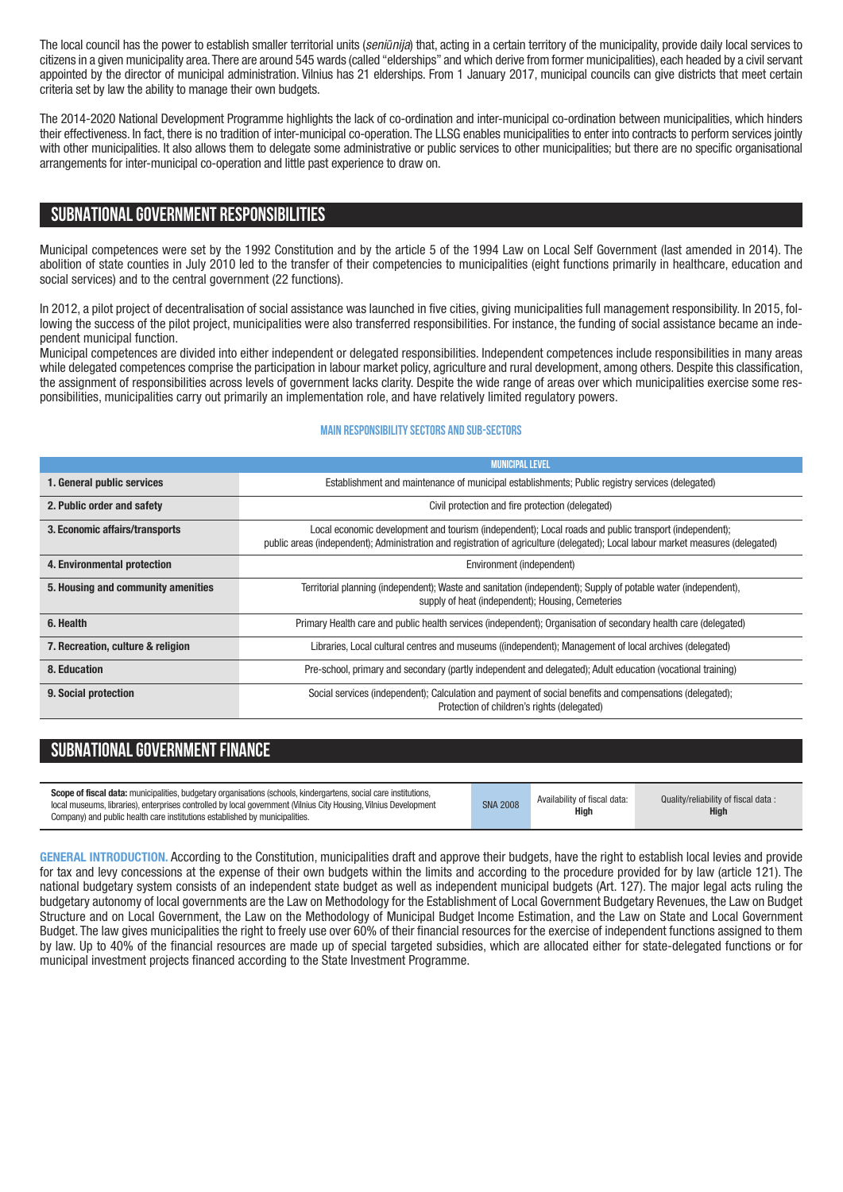The local council has the power to establish smaller territorial units (*seniūnija*) that, acting in a certain territory of the municipality, provide daily local services to citizens in a given municipality area. There are around 545 wards (called "elderships" and which derive from former municipalities), each headed by a civil servant appointed by the director of municipal administration. Vilnius has 21 elderships. From 1 January 2017, municipal councils can give districts that meet certain criteria set by law the ability to manage their own budgets.

The 2014-2020 National Development Programme highlights the lack of co-ordination and inter-municipal co-ordination between municipalities, which hinders their effectiveness. In fact, there is no tradition of inter-municipal co-operation. The LLSG enables municipalities to enter into contracts to perform services jointly with other municipalities. It also allows them to delegate some administrative or public services to other municipalities; but there are no specific organisational arrangements for inter-municipal co-operation and little past experience to draw on.

## SUBNATIONAL GOVERNMENT RESPONSIBILITIES

Municipal competences were set by the 1992 Constitution and by the article 5 of the 1994 Law on Local Self Government (last amended in 2014). The abolition of state counties in July 2010 led to the transfer of their competencies to municipalities (eight functions primarily in healthcare, education and social services) and to the central government (22 functions).

In 2012, a pilot project of decentralisation of social assistance was launched in five cities, giving municipalities full management responsibility. In 2015, following the success of the pilot project, municipalities were also transferred responsibilities. For instance, the funding of social assistance became an independent municipal function.

Municipal competences are divided into either independent or delegated responsibilities. Independent competences include responsibilities in many areas while delegated competences comprise the participation in labour market policy, agriculture and rural development, among others. Despite this classification, the assignment of responsibilities across levels of government lacks clarity. Despite the wide range of areas over which municipalities exercise some responsibilities, municipalities carry out primarily an implementation role, and have relatively limited regulatory powers.

### MAIN RESPONSIBILITY SECTORS AND SUB-SECTORS

| | MUNICIPAL LEVEL |
|---|---|
| **1. General public services** | Establishment and maintenance of municipal establishments; Public registry services (delegated) |
| **2. Public order and safety** | Civil protection and fire protection (delegated) |
| **3. Economic affairs/transports** | Local economic development and tourism (independent); Local roads and public transport (independent); public areas (independent); Administration and registration of agriculture (delegated); Local labour market measures (delegated) |
| **4. Environmental protection** | Environment (independent) |
| **5. Housing and community amenities** | Territorial planning (independent); Waste and sanitation (independent); Supply of potable water (independent), supply of heat (independent); Housing, Cemeteries |
| **6. Health** | Primary Health care and public health services (independent); Organisation of secondary health care (delegated) |
| **7. Recreation, culture & religion** | Libraries, Local cultural centres and museums ((independent); Management of local archives (delegated) |
| **8. Education** | Pre-school, primary and secondary (partly independent and delegated); Adult education (vocational training) |
| **9. Social protection** | Social services (independent); Calculation and payment of social benefits and compensations (delegated); Protection of children's rights (delegated) |

## SUBNATIONAL GOVERNMENT FINANCE

| **Scope of fiscal data:** municipalities, budgetary organisations (schools, kindergartens, social care institutions, local museums, libraries), enterprises controlled by local government (Vilnius City Housing, Vilnius Development Company) and public health care institutions established by municipalities. | SNA 2008 | Availability of fiscal data: **High** | Quality/reliability of fiscal data : **High** |
|---|---|---|---|

**GENERAL INTRODUCTION.** According to the Constitution, municipalities draft and approve their budgets, have the right to establish local levies and provide for tax and levy concessions at the expense of their own budgets within the limits and according to the procedure provided for by law (article 121). The national budgetary system consists of an independent state budget as well as independent municipal budgets (Art. 127). The major legal acts ruling the budgetary autonomy of local governments are the Law on Methodology for the Establishment of Local Government Budgetary Revenues, the Law on Budget Structure and on Local Government, the Law on the Methodology of Municipal Budget Income Estimation, and the Law on State and Local Government Budget. The law gives municipalities the right to freely use over 60% of their financial resources for the exercise of independent functions assigned to them by law. Up to 40% of the financial resources are made up of special targeted subsidies, which are allocated either for state-delegated functions or for municipal investment projects financed according to the State Investment Programme.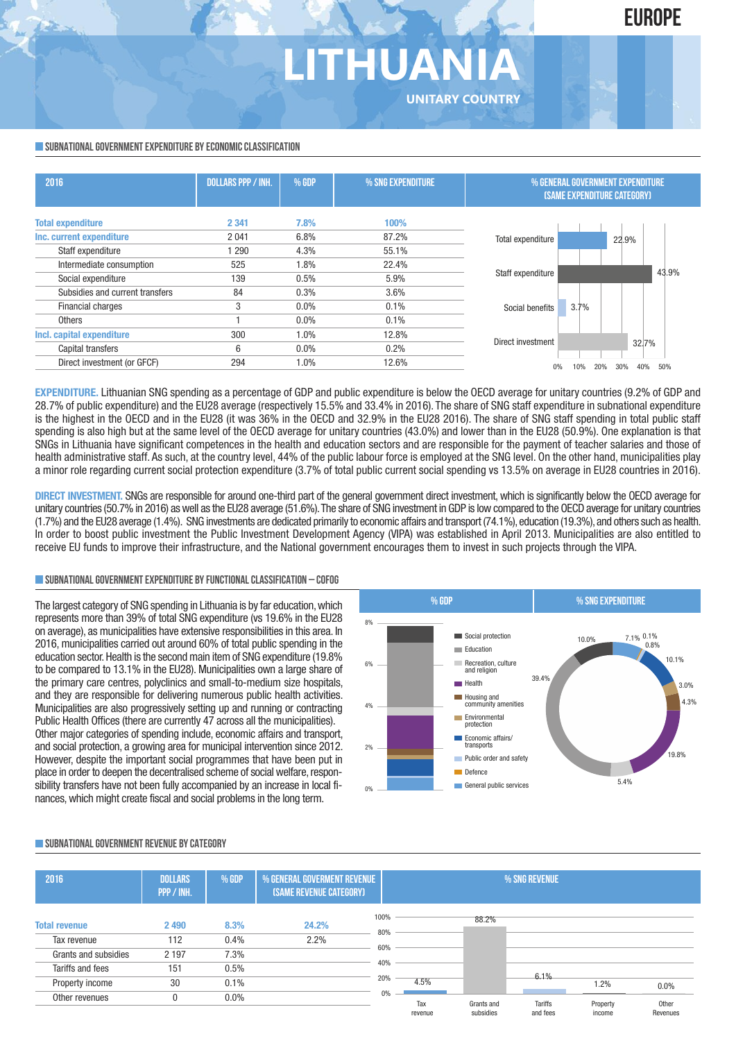# LITHUANIA

EUROPE

UNITARY COUNTRY

## SUBNATIONAL GOVERNMENT EXPENDITURE BY ECONOMIC CLASSIFICATION

| 2016 | DOLLARS PPP / INH. | % GDP | % SNG EXPENDITURE |
|---|---|---|---|
| **Total expenditure** | **2 341** | **7.8%** | **100%** |
| **Inc. current expenditure** | 2 041 | 6.8% | 87.2% |
| Staff expenditure | 1 290 | 4.3% | 55.1% |
| Intermediate consumption | 525 | 1.8% | 22.4% |
| Social expenditure | 139 | 0.5% | 5.9% |
| Subsidies and current transfers | 84 | 0.3% | 3.6% |
| Financial charges | 3 | 0.0% | 0.1% |
| Others | 1 | 0.0% | 0.1% |
| **Incl. capital expenditure** | 300 | 1.0% | 12.8% |
| Capital transfers | 6 | 0.0% | 0.2% |
| Direct investment (or GFCF) | 294 | 1.0% | 12.6% |

% GENERAL GOVERNMENT EXPENDITURE (SAME EXPENDITURE CATEGORY)

| Category | % |
|---|---|
| Total expenditure | 22.9% |
| Staff expenditure | 43.9% |
| Social benefits | 3.7% |
| Direct investment | 32.7% |

**EXPENDITURE.** Lithuanian SNG spending as a percentage of GDP and public expenditure is below the OECD average for unitary countries (9.2% of GDP and 28.7% of public expenditure) and the EU28 average (respectively 15.5% and 33.4% in 2016). The share of SNG staff expenditure in subnational expenditure is the highest in the OECD and in the EU28 (it was 36% in the OECD and 32.9% in the EU28 2016). The share of SNG staff spending in total public staff spending is also high but at the same level of the OECD average for unitary countries (43.0%) and lower than in the EU28 (50.9%). One explanation is that SNGs in Lithuania have significant competences in the health and education sectors and are responsible for the payment of teacher salaries and those of health administrative staff. As such, at the country level, 44% of the public labour force is employed at the SNG level. On the other hand, municipalities play a minor role regarding current social protection expenditure (3.7% of total public current social spending vs 13.5% on average in EU28 countries in 2016).

**DIRECT INVESTMENT.** SNGs are responsible for around one-third part of the general government direct investment, which is significantly below the OECD average for unitary countries (50.7% in 2016) as well as the EU28 average (51.6%). The share of SNG investment in GDP is low compared to the OECD average for unitary countries (1.7%) and the EU28 average (1.4%). SNG investments are dedicated primarily to economic affairs and transport (74.1%), education (19.3%), and others such as health. In order to boost public investment the Public Investment Development Agency (VIPA) was established in April 2013. Municipalities are also entitled to receive EU funds to improve their infrastructure, and the National government encourages them to invest in such projects through the VIPA.

## SUBNATIONAL GOVERNMENT EXPENDITURE BY FUNCTIONAL CLASSIFICATION – COFOG

The largest category of SNG spending in Lithuania is by far education, which represents more than 39% of total SNG expenditure (vs 19.6% in the EU28 on average), as municipalities have extensive responsibilities in this area. In 2016, municipalities carried out around 60% of total public spending in the education sector. Health is the second main item of SNG expenditure (19.8% to be compared to 13.1% in the EU28). Municipalities own a large share of the primary care centres, polyclinics and small-to-medium size hospitals, and they are responsible for delivering numerous public health activities. Municipalities are also progressively setting up and running or contracting Public Health Offices (there are currently 47 across all the municipalities). Other major categories of spending include, economic affairs and transport, and social protection, a growing area for municipal intervention since 2012. However, despite the important social programmes that have been put in place in order to deepen the decentralised scheme of social welfare, responsibility transfers have not been fully accompanied by an increase in local finances, which might create fiscal and social problems in the long term.

% SNG EXPENDITURE

| Function | % SNG expenditure |
|---|---|
| Social protection | 10.0% |
| Education | 39.4% |
| Recreation, culture and religion | 5.4% |
| Health | 19.8% |
| Housing and community amenities | 4.3% |
| Environmental protection | 3.0% |
| Economic affairs/transports | 10.1% |
| Public order and safety | 0.8% |
| Defence | 0.1% |
| General public services | 7.1% |

## SUBNATIONAL GOVERNMENT REVENUE BY CATEGORY

| 2016 | DOLLARS PPP / INH. | % GDP | % GENERAL GOVERMENT REVENUE (SAME REVENUE CATEGORY) |
|---|---|---|---|
| **Total revenue** | **2 490** | **8.3%** | **24.2%** |
| Tax revenue | 112 | 0.4% | 2.2% |
| Grants and subsidies | 2 197 | 7.3% | |
| Tariffs and fees | 151 | 0.5% | |
| Property income | 30 | 0.1% | |
| Other revenues | 0 | 0.0% | |

% SNG REVENUE

| Tax revenue | Grants and subsidies | Tariffs and fees | Property income | Other Revenues |
|---|---|---|---|---|
| 4.5% | 88.2% | 6.1% | 1.2% | 0.0% |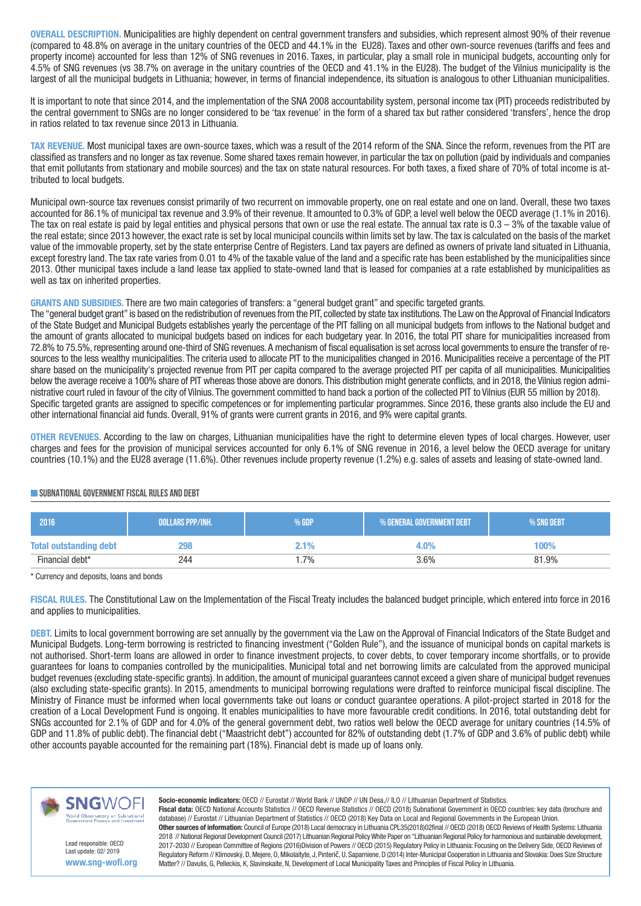**OVERALL DESCRIPTION.** Municipalities are highly dependent on central government transfers and subsidies, which represent almost 90% of their revenue (compared to 48.8% on average in the unitary countries of the OECD and 44.1% in the EU28). Taxes and other own-source revenues (tariffs and fees and property income) accounted for less than 12% of SNG revenues in 2016. Taxes, in particular, play a small role in municipal budgets, accounting only for 4.5% of SNG revenues (vs 38.7% on average in the unitary countries of the OECD and 41.1% in the EU28). The budget of the Vilnius municipality is the largest of all the municipal budgets in Lithuania; however, in terms of financial independence, its situation is analogous to other Lithuanian municipalities.

It is important to note that since 2014, and the implementation of the SNA 2008 accountability system, personal income tax (PIT) proceeds redistributed by the central government to SNGs are no longer considered to be 'tax revenue' in the form of a shared tax but rather considered 'transfers', hence the drop in ratios related to tax revenue since 2013 in Lithuania.

**TAX REVENUE.** Most municipal taxes are own-source taxes, which was a result of the 2014 reform of the SNA. Since the reform, revenues from the PIT are classified as transfers and no longer as tax revenue. Some shared taxes remain however, in particular the tax on pollution (paid by individuals and companies that emit pollutants from stationary and mobile sources) and the tax on state natural resources. For both taxes, a fixed share of 70% of total income is attributed to local budgets.

Municipal own-source tax revenues consist primarily of two recurrent on immovable property, one on real estate and one on land. Overall, these two taxes accounted for 86.1% of municipal tax revenue and 3.9% of their revenue. It amounted to 0.3% of GDP, a level well below the OECD average (1.1% in 2016). The tax on real estate is paid by legal entities and physical persons that own or use the real estate. The annual tax rate is 0.3 – 3% of the taxable value of the real estate; since 2013 however, the exact rate is set by local municipal councils within limits set by law. The tax is calculated on the basis of the market value of the immovable property, set by the state enterprise Centre of Registers. Land tax payers are defined as owners of private land situated in Lithuania, except forestry land. The tax rate varies from 0.01 to 4% of the taxable value of the land and a specific rate has been established by the municipalities since 2013. Other municipal taxes include a land lease tax applied to state-owned land that is leased for companies at a rate established by municipalities as well as tax on inherited properties.

**GRANTS AND SUBSIDIES.** There are two main categories of transfers: a "general budget grant" and specific targeted grants.

The "general budget grant" is based on the redistribution of revenues from the PIT, collected by state tax institutions. The Law on the Approval of Financial Indicators of the State Budget and Municipal Budgets establishes yearly the percentage of the PIT falling on all municipal budgets from inflows to the National budget and the amount of grants allocated to municipal budgets based on indices for each budgetary year. In 2016, the total PIT share for municipalities increased from 72.8% to 75.5%, representing around one-third of SNG revenues. A mechanism of fiscal equalisation is set across local governments to ensure the transfer of resources to the less wealthy municipalities. The criteria used to allocate PIT to the municipalities changed in 2016. Municipalities receive a percentage of the PIT share based on the municipality's projected revenue from PIT per capita compared to the average projected PIT per capita of all municipalities. Municipalities below the average receive a 100% share of PIT whereas those above are donors. This distribution might generate conflicts, and in 2018, the Vilnius region administrative court ruled in favour of the city of Vilnius. The government committed to hand back a portion of the collected PIT to Vilnius (EUR 55 million by 2018).
Specific targeted grants are assigned to specific competences or for implementing particular programmes. Since 2016, these grants also include the EU and other international financial aid funds. Overall, 91% of grants were current grants in 2016, and 9% were capital grants.

**OTHER REVENUES.** According to the law on charges, Lithuanian municipalities have the right to determine eleven types of local charges. However, user charges and fees for the provision of municipal services accounted for only 6.1% of SNG revenue in 2016, a level below the OECD average for unitary countries (10.1%) and the EU28 average (11.6%). Other revenues include property revenue (1.2%) e.g. sales of assets and leasing of state-owned land.

## SUBNATIONAL GOVERNMENT FISCAL RULES AND DEBT

| 2016 | DOLLARS PPP/INH. | % GDP | % GENERAL GOVERNMENT DEBT | % SNG DEBT |
|---|---|---|---|---|
| **Total outstanding debt** | **298** | **2.1%** | **4.0%** | **100%** |
| Financial debt* | 244 | 1.7% | 3.6% | 81.9% |

\* Currency and deposits, loans and bonds

**FISCAL RULES.** The Constitutional Law on the Implementation of the Fiscal Treaty includes the balanced budget principle, which entered into force in 2016 and applies to municipalities.

**DEBT.** Limits to local government borrowing are set annually by the government via the Law on the Approval of Financial Indicators of the State Budget and Municipal Budgets. Long-term borrowing is restricted to financing investment ("Golden Rule"), and the issuance of municipal bonds on capital markets is not authorised. Short-term loans are allowed in order to finance investment projects, to cover debts, to cover temporary income shortfalls, or to provide guarantees for loans to companies controlled by the municipalities. Municipal total and net borrowing limits are calculated from the approved municipal budget revenues (excluding state-specific grants). In addition, the amount of municipal guarantees cannot exceed a given share of municipal budget revenues (also excluding state-specific grants). In 2015, amendments to municipal borrowing regulations were drafted to reinforce municipal fiscal discipline. The Ministry of Finance must be informed when local governments take out loans or conduct guarantee operations. A pilot-project started in 2018 for the creation of a Local Development Fund is ongoing. It enables municipalities to have more favourable credit conditions. In 2016, total outstanding debt for SNGs accounted for 2.1% of GDP and for 4.0% of the general government debt, two ratios well below the OECD average for unitary countries (14.5% of GDP and 11.8% of public debt). The financial debt ("Maastricht debt") accounted for 82% of outstanding debt (1.7% of GDP and 3.6% of public debt) while other accounts payable accounted for the remaining part (18%). Financial debt is made up of loans only.

SNGWOFI
World Observatory on Subnational Government Finance and Investment

Lead responsible: OECD
Last update: 02/ 2019
www.sng-wofi.org

**Socio-economic indicators:** OECD // Eurostat // World Bank // UNDP // UN Desa,// ILO // Lithuanian Department of Statistics.
**Fiscal data:** OECD National Accounts Statistics // OECD Revenue Statistics // OECD (2018) Subnational Government in OECD countries: key data (brochure and database) // Eurostat // Lithuanian Department of Statistics // OECD (2018) Key Data on Local and Regional Governments in the European Union.
**Other sources of information:** Council of Europe (2018) Local democracy in Lithuania CPL35(2018)02final // OECD (2018) OECD Reviews of Health Systems: Lithuania 2018 // National Regional Development Council (2017) Lithuanian Regional Policy White Paper on "Lithuanian Regional Policy for harmonious and sustainable development, 2017-2030 // European Committee of Regions (2016)Division of Powers // OECD (2015) Regulatory Policy in Lithuania: Focusing on the Delivery Side, OECD Reviews of Regulatory Reform // Klimovský, D, Mejere, O, Mikolaityte, J, Pinterič, U, Saparniene, D (2014) Inter-Municipal Cooperation in Lithuania and Slovakia: Does Size Structure Matter? // Davulis, G, Pelleckis, K, Slavinskaite, N, Development of Local Municipality Taxes and Principles of Fiscal Policy in Lithuania.